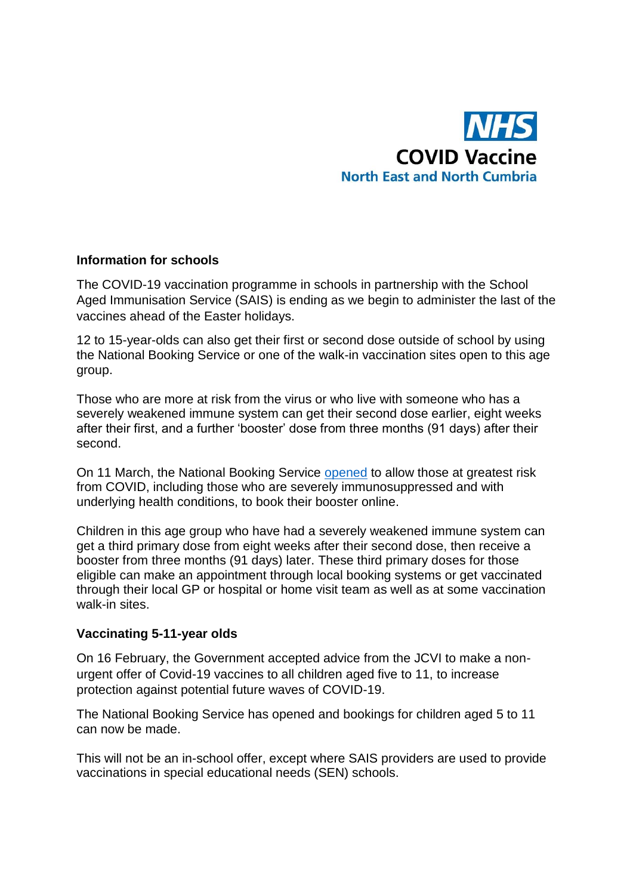NHS

COVID Vaccine

North East and North Cumbria

**Information for schools**

The COVID-19 vaccination programme in schools in partnership with the School Aged Immunisation Service (SAIS) is ending as we begin to administer the last of the vaccines ahead of the Easter holidays.

12 to 15-year-olds can also get their first or second dose outside of school by using the National Booking Service or one of the walk-in vaccination sites open to this age group.

Those who are more at risk from the virus or who live with someone who has a severely weakened immune system can get their second dose earlier, eight weeks after their first, and a further 'booster' dose from three months (91 days) after their second.

On 11 March, the National Booking Service opened to allow those at greatest risk from COVID, including those who are severely immunosuppressed and with underlying health conditions, to book their booster online.

Children in this age group who have had a severely weakened immune system can get a third primary dose from eight weeks after their second dose, then receive a booster from three months (91 days) later. These third primary doses for those eligible can make an appointment through local booking systems or get vaccinated through their local GP or hospital or home visit team as well as at some vaccination walk-in sites.

**Vaccinating 5-11-year olds**

On 16 February, the Government accepted advice from the JCVI to make a non-urgent offer of Covid-19 vaccines to all children aged five to 11, to increase protection against potential future waves of COVID-19.

The National Booking Service has opened and bookings for children aged 5 to 11 can now be made.

This will not be an in-school offer, except where SAIS providers are used to provide vaccinations in special educational needs (SEN) schools.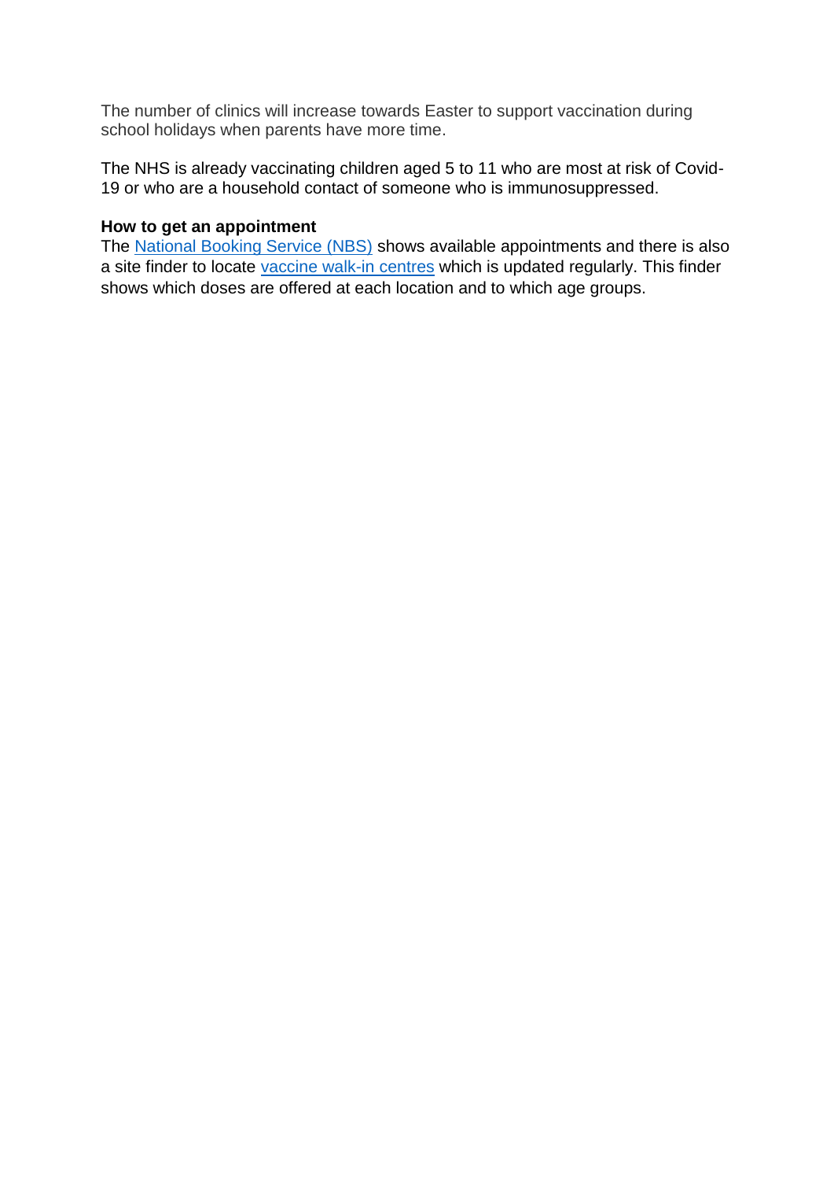The number of clinics will increase towards Easter to support vaccination during school holidays when parents have more time.

The NHS is already vaccinating children aged 5 to 11 who are most at risk of Covid-19 or who are a household contact of someone who is immunosuppressed.

**How to get an appointment**

The National Booking Service (NBS) shows available appointments and there is also a site finder to locate vaccine walk-in centres which is updated regularly. This finder shows which doses are offered at each location and to which age groups.